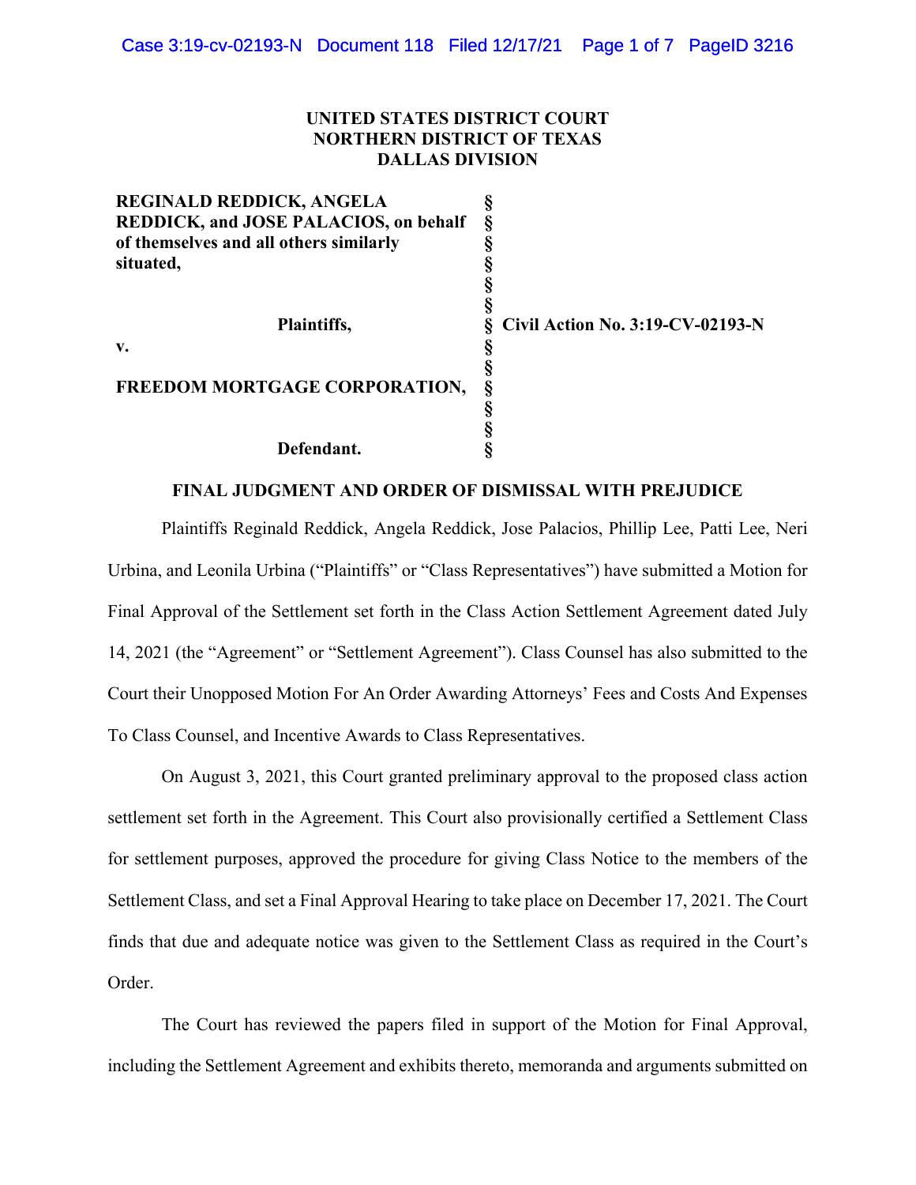**UNITED STATES DISTRICT COURT**
**NORTHERN DISTRICT OF TEXAS**
**DALLAS DIVISION**

| | | |
|---|---|---|
| **REGINALD REDDICK, ANGELA REDDICK, and JOSE PALACIOS, on behalf of themselves and all others similarly situated,** | § | |
| **Plaintiffs,** | § | **Civil Action No. 3:19-CV-02193-N** |
| **v.** | § | |
| **FREEDOM MORTGAGE CORPORATION,** | § | |
| **Defendant.** | § | |

## FINAL JUDGMENT AND ORDER OF DISMISSAL WITH PREJUDICE

Plaintiffs Reginald Reddick, Angela Reddick, Jose Palacios, Phillip Lee, Patti Lee, Neri Urbina, and Leonila Urbina ("Plaintiffs" or "Class Representatives") have submitted a Motion for Final Approval of the Settlement set forth in the Class Action Settlement Agreement dated July 14, 2021 (the "Agreement" or "Settlement Agreement"). Class Counsel has also submitted to the Court their Unopposed Motion For An Order Awarding Attorneys' Fees and Costs And Expenses To Class Counsel, and Incentive Awards to Class Representatives.

On August 3, 2021, this Court granted preliminary approval to the proposed class action settlement set forth in the Agreement. This Court also provisionally certified a Settlement Class for settlement purposes, approved the procedure for giving Class Notice to the members of the Settlement Class, and set a Final Approval Hearing to take place on December 17, 2021. The Court finds that due and adequate notice was given to the Settlement Class as required in the Court's Order.

The Court has reviewed the papers filed in support of the Motion for Final Approval, including the Settlement Agreement and exhibits thereto, memoranda and arguments submitted on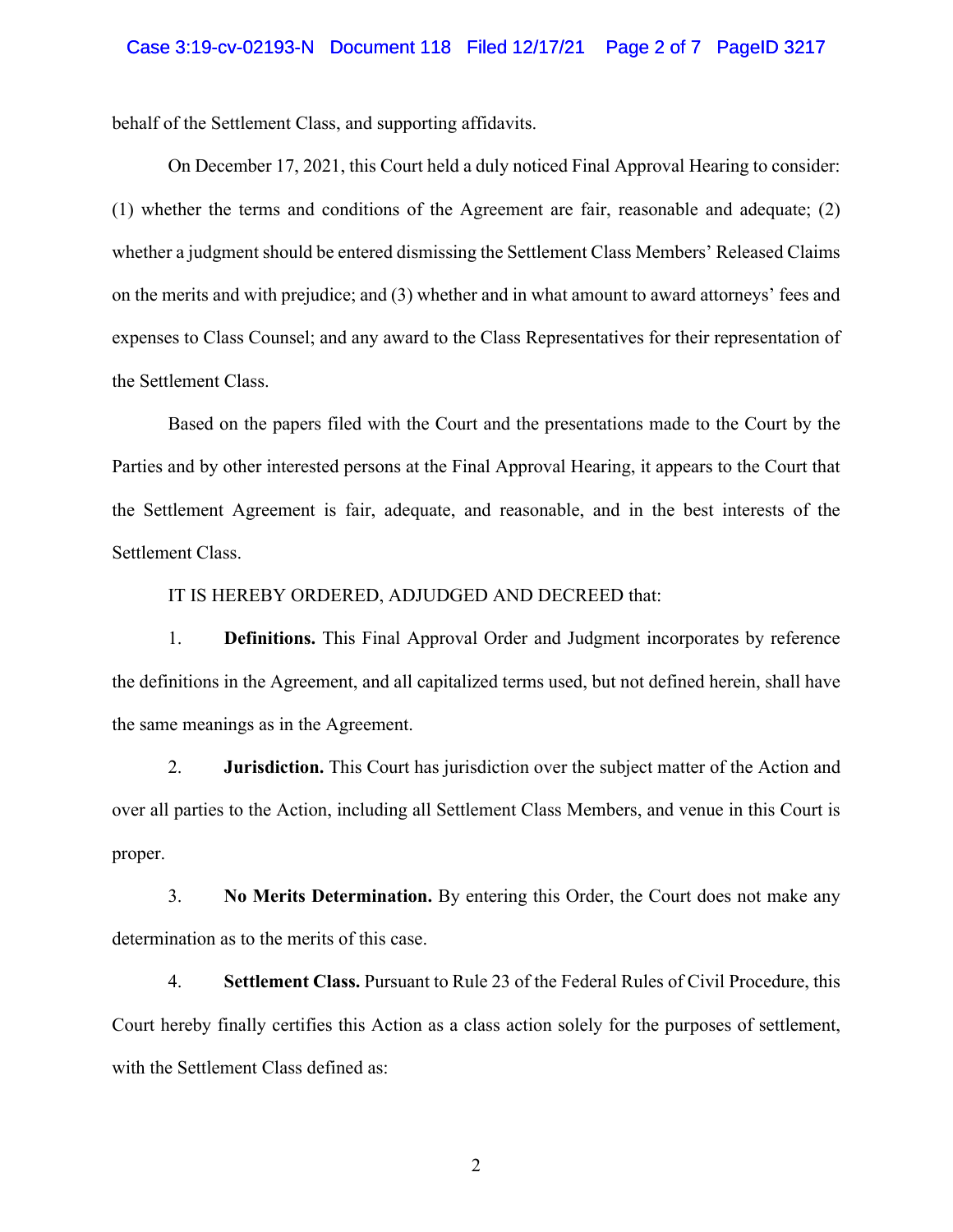behalf of the Settlement Class, and supporting affidavits.

On December 17, 2021, this Court held a duly noticed Final Approval Hearing to consider: (1) whether the terms and conditions of the Agreement are fair, reasonable and adequate; (2) whether a judgment should be entered dismissing the Settlement Class Members' Released Claims on the merits and with prejudice; and (3) whether and in what amount to award attorneys' fees and expenses to Class Counsel; and any award to the Class Representatives for their representation of the Settlement Class.

Based on the papers filed with the Court and the presentations made to the Court by the Parties and by other interested persons at the Final Approval Hearing, it appears to the Court that the Settlement Agreement is fair, adequate, and reasonable, and in the best interests of the Settlement Class.

IT IS HEREBY ORDERED, ADJUDGED AND DECREED that:

1. **Definitions.** This Final Approval Order and Judgment incorporates by reference the definitions in the Agreement, and all capitalized terms used, but not defined herein, shall have the same meanings as in the Agreement.

2. **Jurisdiction.** This Court has jurisdiction over the subject matter of the Action and over all parties to the Action, including all Settlement Class Members, and venue in this Court is proper.

3. **No Merits Determination.** By entering this Order, the Court does not make any determination as to the merits of this case.

4. **Settlement Class.** Pursuant to Rule 23 of the Federal Rules of Civil Procedure, this Court hereby finally certifies this Action as a class action solely for the purposes of settlement, with the Settlement Class defined as: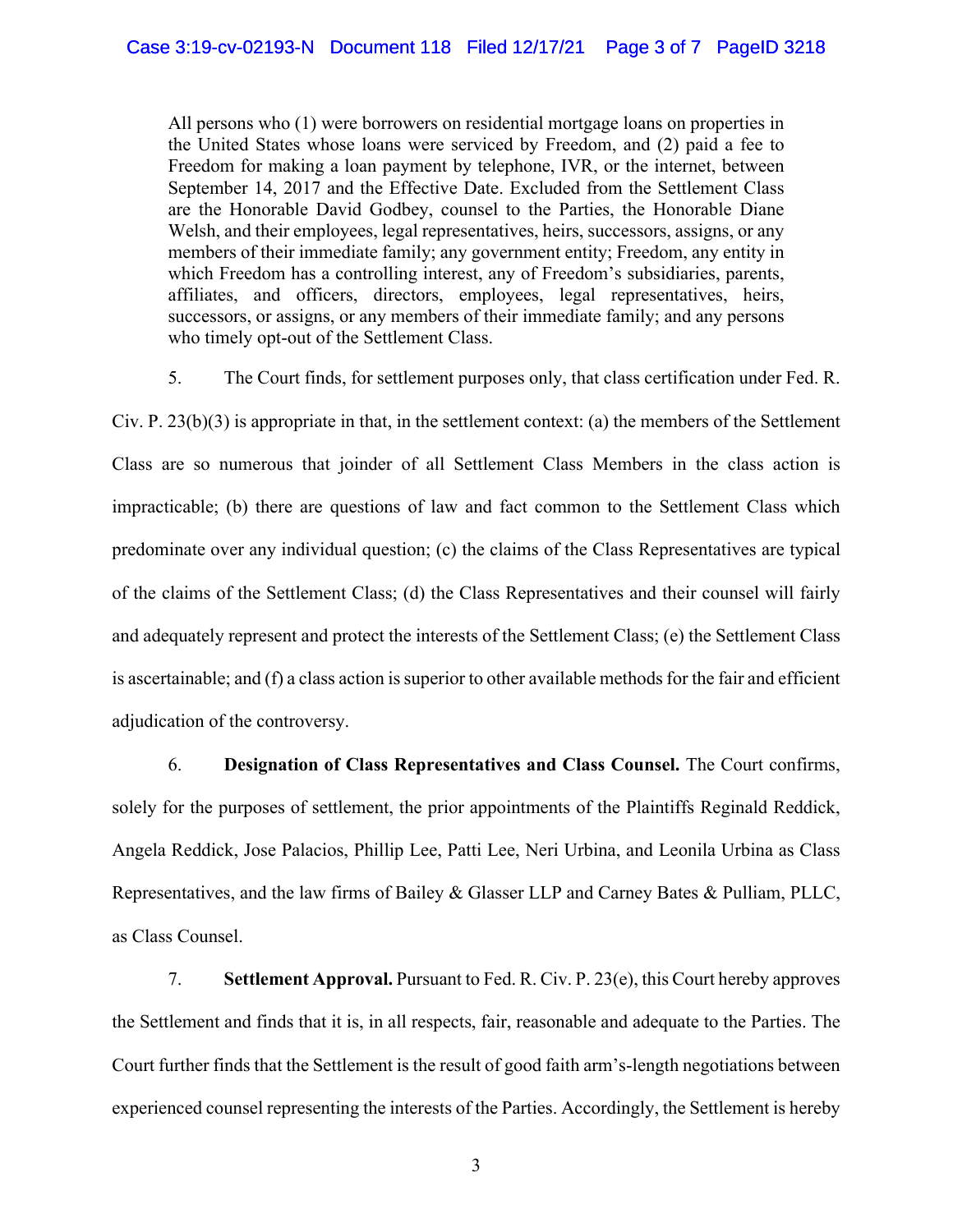> All persons who (1) were borrowers on residential mortgage loans on properties in the United States whose loans were serviced by Freedom, and (2) paid a fee to Freedom for making a loan payment by telephone, IVR, or the internet, between September 14, 2017 and the Effective Date. Excluded from the Settlement Class are the Honorable David Godbey, counsel to the Parties, the Honorable Diane Welsh, and their employees, legal representatives, heirs, successors, assigns, or any members of their immediate family; any government entity; Freedom, any entity in which Freedom has a controlling interest, any of Freedom's subsidiaries, parents, affiliates, and officers, directors, employees, legal representatives, heirs, successors, or assigns, or any members of their immediate family; and any persons who timely opt-out of the Settlement Class.

5. The Court finds, for settlement purposes only, that class certification under Fed. R. Civ. P. 23(b)(3) is appropriate in that, in the settlement context: (a) the members of the Settlement Class are so numerous that joinder of all Settlement Class Members in the class action is impracticable; (b) there are questions of law and fact common to the Settlement Class which predominate over any individual question; (c) the claims of the Class Representatives are typical of the claims of the Settlement Class; (d) the Class Representatives and their counsel will fairly and adequately represent and protect the interests of the Settlement Class; (e) the Settlement Class is ascertainable; and (f) a class action is superior to other available methods for the fair and efficient adjudication of the controversy.

6. **Designation of Class Representatives and Class Counsel.** The Court confirms, solely for the purposes of settlement, the prior appointments of the Plaintiffs Reginald Reddick, Angela Reddick, Jose Palacios, Phillip Lee, Patti Lee, Neri Urbina, and Leonila Urbina as Class Representatives, and the law firms of Bailey & Glasser LLP and Carney Bates & Pulliam, PLLC, as Class Counsel.

7. **Settlement Approval.** Pursuant to Fed. R. Civ. P. 23(e), this Court hereby approves the Settlement and finds that it is, in all respects, fair, reasonable and adequate to the Parties. The Court further finds that the Settlement is the result of good faith arm's-length negotiations between experienced counsel representing the interests of the Parties. Accordingly, the Settlement is hereby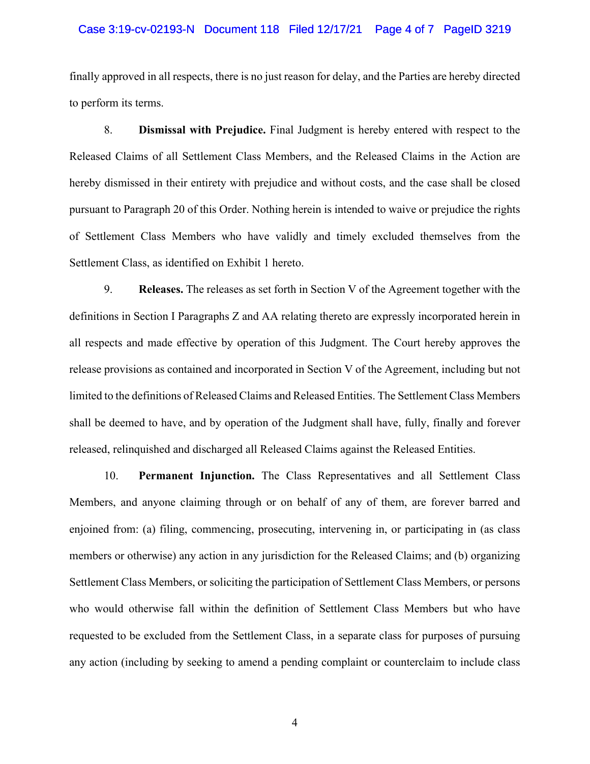finally approved in all respects, there is no just reason for delay, and the Parties are hereby directed to perform its terms.

8. **Dismissal with Prejudice.** Final Judgment is hereby entered with respect to the Released Claims of all Settlement Class Members, and the Released Claims in the Action are hereby dismissed in their entirety with prejudice and without costs, and the case shall be closed pursuant to Paragraph 20 of this Order. Nothing herein is intended to waive or prejudice the rights of Settlement Class Members who have validly and timely excluded themselves from the Settlement Class, as identified on Exhibit 1 hereto.

9. **Releases.** The releases as set forth in Section V of the Agreement together with the definitions in Section I Paragraphs Z and AA relating thereto are expressly incorporated herein in all respects and made effective by operation of this Judgment. The Court hereby approves the release provisions as contained and incorporated in Section V of the Agreement, including but not limited to the definitions of Released Claims and Released Entities. The Settlement Class Members shall be deemed to have, and by operation of the Judgment shall have, fully, finally and forever released, relinquished and discharged all Released Claims against the Released Entities.

10. **Permanent Injunction.** The Class Representatives and all Settlement Class Members, and anyone claiming through or on behalf of any of them, are forever barred and enjoined from: (a) filing, commencing, prosecuting, intervening in, or participating in (as class members or otherwise) any action in any jurisdiction for the Released Claims; and (b) organizing Settlement Class Members, or soliciting the participation of Settlement Class Members, or persons who would otherwise fall within the definition of Settlement Class Members but who have requested to be excluded from the Settlement Class, in a separate class for purposes of pursuing any action (including by seeking to amend a pending complaint or counterclaim to include class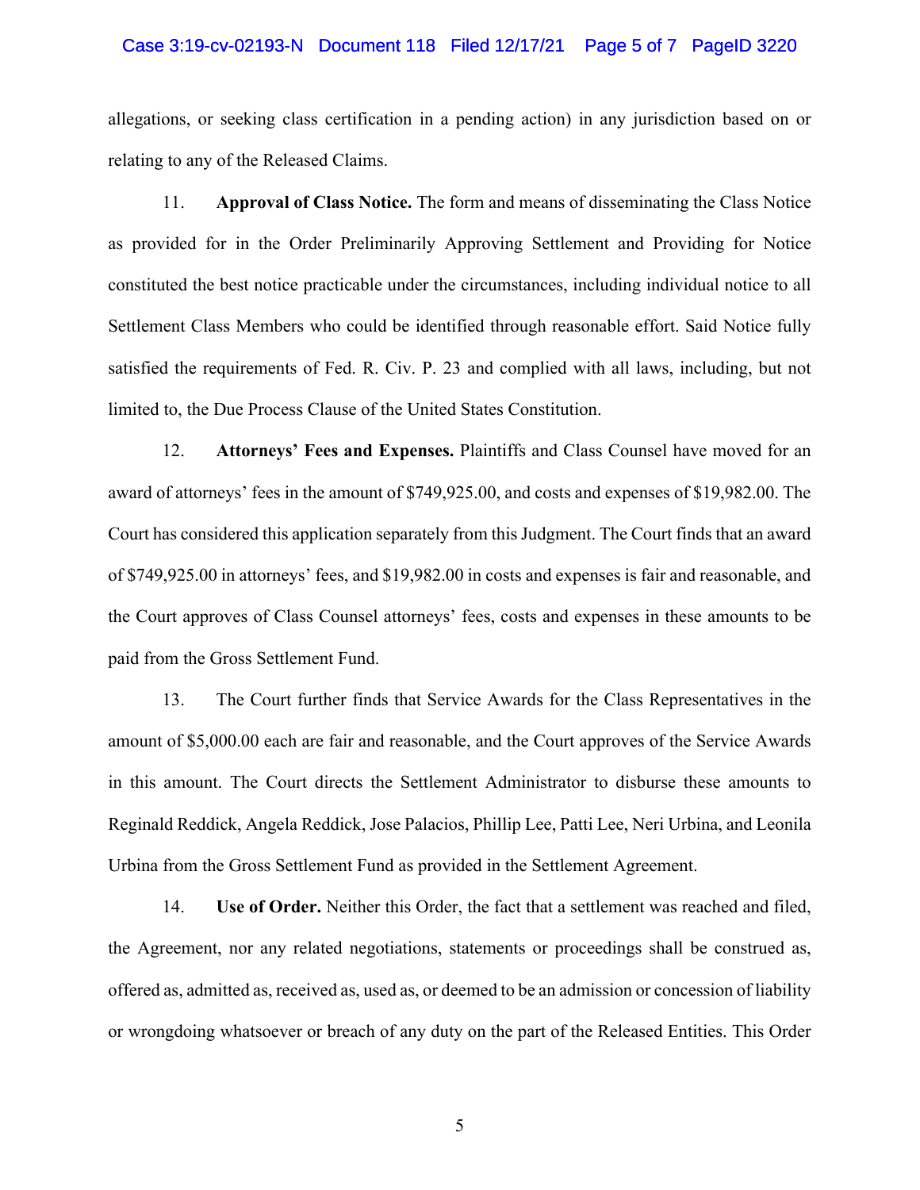allegations, or seeking class certification in a pending action) in any jurisdiction based on or relating to any of the Released Claims.

11. **Approval of Class Notice.** The form and means of disseminating the Class Notice as provided for in the Order Preliminarily Approving Settlement and Providing for Notice constituted the best notice practicable under the circumstances, including individual notice to all Settlement Class Members who could be identified through reasonable effort. Said Notice fully satisfied the requirements of Fed. R. Civ. P. 23 and complied with all laws, including, but not limited to, the Due Process Clause of the United States Constitution.

12. **Attorneys' Fees and Expenses.** Plaintiffs and Class Counsel have moved for an award of attorneys' fees in the amount of $749,925.00, and costs and expenses of $19,982.00. The Court has considered this application separately from this Judgment. The Court finds that an award of $749,925.00 in attorneys' fees, and $19,982.00 in costs and expenses is fair and reasonable, and the Court approves of Class Counsel attorneys' fees, costs and expenses in these amounts to be paid from the Gross Settlement Fund.

13. The Court further finds that Service Awards for the Class Representatives in the amount of $5,000.00 each are fair and reasonable, and the Court approves of the Service Awards in this amount. The Court directs the Settlement Administrator to disburse these amounts to Reginald Reddick, Angela Reddick, Jose Palacios, Phillip Lee, Patti Lee, Neri Urbina, and Leonila Urbina from the Gross Settlement Fund as provided in the Settlement Agreement.

14. **Use of Order.** Neither this Order, the fact that a settlement was reached and filed, the Agreement, nor any related negotiations, statements or proceedings shall be construed as, offered as, admitted as, received as, used as, or deemed to be an admission or concession of liability or wrongdoing whatsoever or breach of any duty on the part of the Released Entities. This Order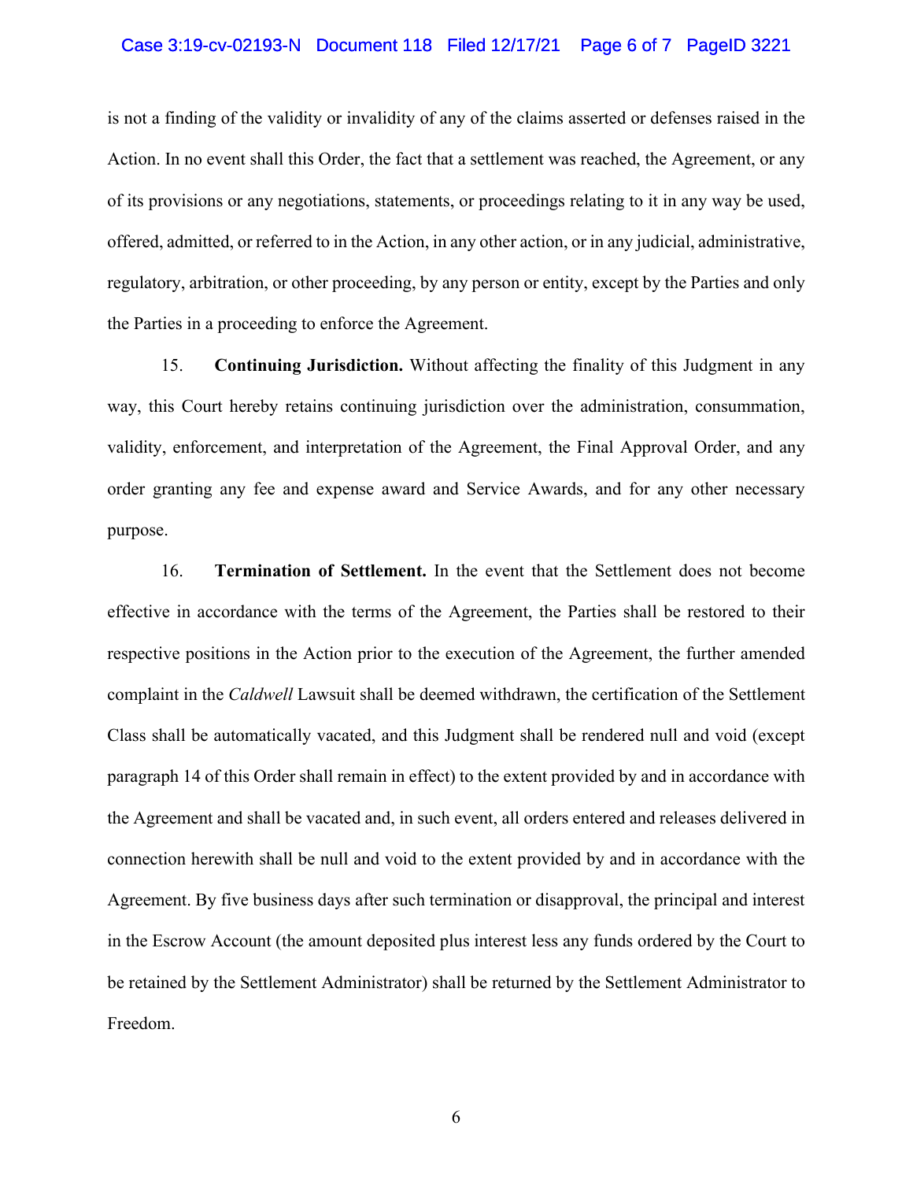is not a finding of the validity or invalidity of any of the claims asserted or defenses raised in the Action. In no event shall this Order, the fact that a settlement was reached, the Agreement, or any of its provisions or any negotiations, statements, or proceedings relating to it in any way be used, offered, admitted, or referred to in the Action, in any other action, or in any judicial, administrative, regulatory, arbitration, or other proceeding, by any person or entity, except by the Parties and only the Parties in a proceeding to enforce the Agreement.

15. **Continuing Jurisdiction.** Without affecting the finality of this Judgment in any way, this Court hereby retains continuing jurisdiction over the administration, consummation, validity, enforcement, and interpretation of the Agreement, the Final Approval Order, and any order granting any fee and expense award and Service Awards, and for any other necessary purpose.

16. **Termination of Settlement.** In the event that the Settlement does not become effective in accordance with the terms of the Agreement, the Parties shall be restored to their respective positions in the Action prior to the execution of the Agreement, the further amended complaint in the *Caldwell* Lawsuit shall be deemed withdrawn, the certification of the Settlement Class shall be automatically vacated, and this Judgment shall be rendered null and void (except paragraph 14 of this Order shall remain in effect) to the extent provided by and in accordance with the Agreement and shall be vacated and, in such event, all orders entered and releases delivered in connection herewith shall be null and void to the extent provided by and in accordance with the Agreement. By five business days after such termination or disapproval, the principal and interest in the Escrow Account (the amount deposited plus interest less any funds ordered by the Court to be retained by the Settlement Administrator) shall be returned by the Settlement Administrator to Freedom.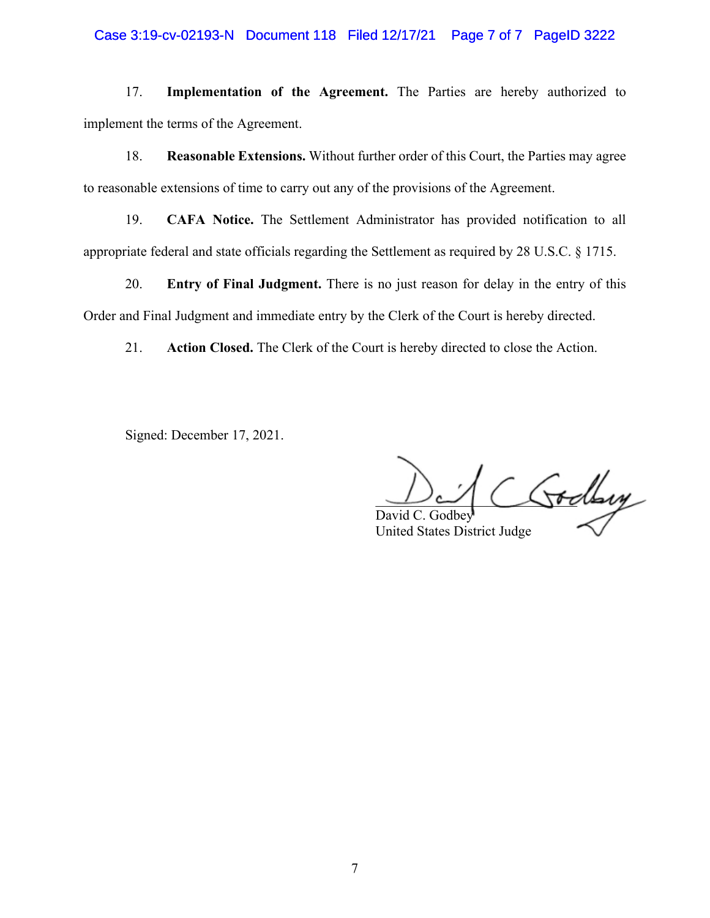17. **Implementation of the Agreement.** The Parties are hereby authorized to implement the terms of the Agreement.

18. **Reasonable Extensions.** Without further order of this Court, the Parties may agree to reasonable extensions of time to carry out any of the provisions of the Agreement.

19. **CAFA Notice.** The Settlement Administrator has provided notification to all appropriate federal and state officials regarding the Settlement as required by 28 U.S.C. § 1715.

20. **Entry of Final Judgment.** There is no just reason for delay in the entry of this Order and Final Judgment and immediate entry by the Clerk of the Court is hereby directed.

21. **Action Closed.** The Clerk of the Court is hereby directed to close the Action.

Signed: December 17, 2021.

David C. Godbey
United States District Judge